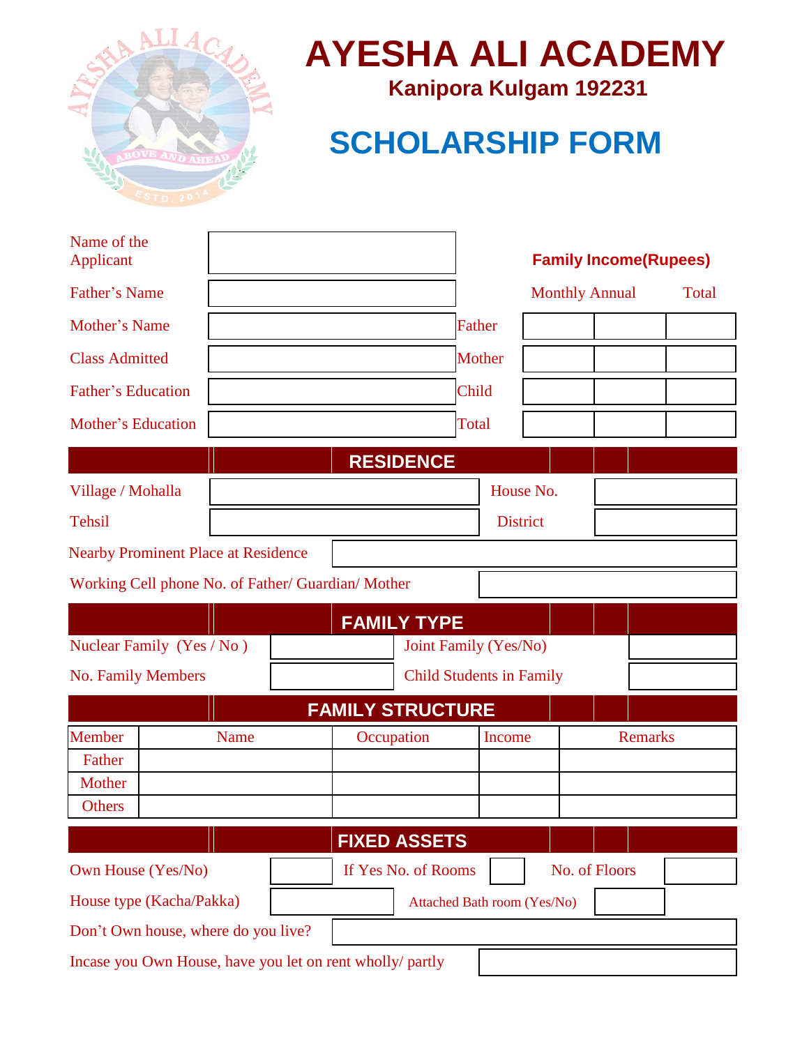# AYESHA ALI ACADEMY

**Kanipora Kulgam 192231**

## SCHOLARSHIP FORM

| | |
|---|---|
| Name of the Applicant | |
| Father's Name | |
| Mother's Name | |
| Class Admitted | |
| Father's Education | |
| Mother's Education | |

**Family Income(Rupees)**

| | Monthly | Annual | Total |
|---|---|---|---|
| Father | | | |
| Mother | | | |
| Child | | | |
| Total | | | |

## RESIDENCE

| | | | |
|---|---|---|---|
| Village / Mohalla | | House No. | |
| Tehsil | | District | |

Nearby Prominent Place at Residence

Working Cell phone No. of Father/ Guardian/ Mother

## FAMILY TYPE

| | | | |
|---|---|---|---|
| Nuclear Family (Yes / No ) | | Joint Family (Yes/No) | |
| No. Family Members | | Child Students in Family | |

## FAMILY STRUCTURE

| Member | Name | Occupation | Income | Remarks |
|---|---|---|---|---|
| Father | | | | |
| Mother | | | | |
| Others | | | | |

## FIXED ASSETS

| | | | | | |
|---|---|---|---|---|---|
| Own House (Yes/No) | | If Yes No. of Rooms | | No. of Floors | |
| House type (Kacha/Pakka) | | Attached Bath room (Yes/No) | | | |

Don't Own house, where do you live?

Incase you Own House, have you let on rent wholly/ partly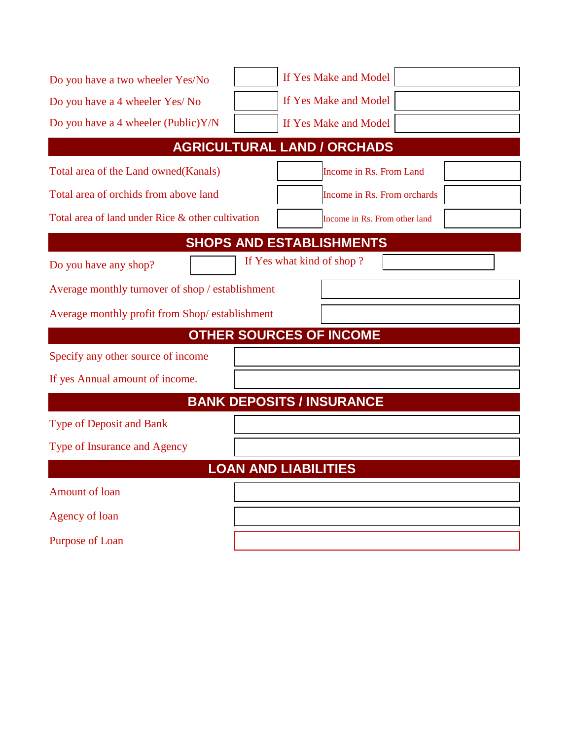| Do you have a two wheeler Yes/No | | If Yes Make and Model | |
|---|---|---|---|
| Do you have a 4 wheeler Yes/ No | | If Yes Make and Model | |
| Do you have a 4 wheeler (Public)Y/N | | If Yes Make and Model | |

## AGRICULTURAL LAND / ORCHADS

| Total area of the Land owned(Kanals) | | Income in Rs. From Land | |
|---|---|---|---|
| Total area of orchids from above land | | Income in Rs. From orchards | |
| Total area of land under Rice & other cultivation | | Income in Rs. From other land | |

## SHOPS AND ESTABLISHMENTS

| Do you have any shop? | | If Yes what kind of shop ? | |
|---|---|---|---|

| Average monthly turnover of shop / establishment | |
|---|---|
| Average monthly profit from Shop/ establishment | |

## OTHER SOURCES OF INCOME

| Specify any other source of income | |
|---|---|
| If yes Annual amount of income. | |

## BANK DEPOSITS / INSURANCE

| Type of Deposit and Bank | |
|---|---|
| Type of Insurance and Agency | |

## LOAN AND LIABILITIES

| Amount of loan | |
|---|---|
| Agency of loan | |
| Purpose of Loan | |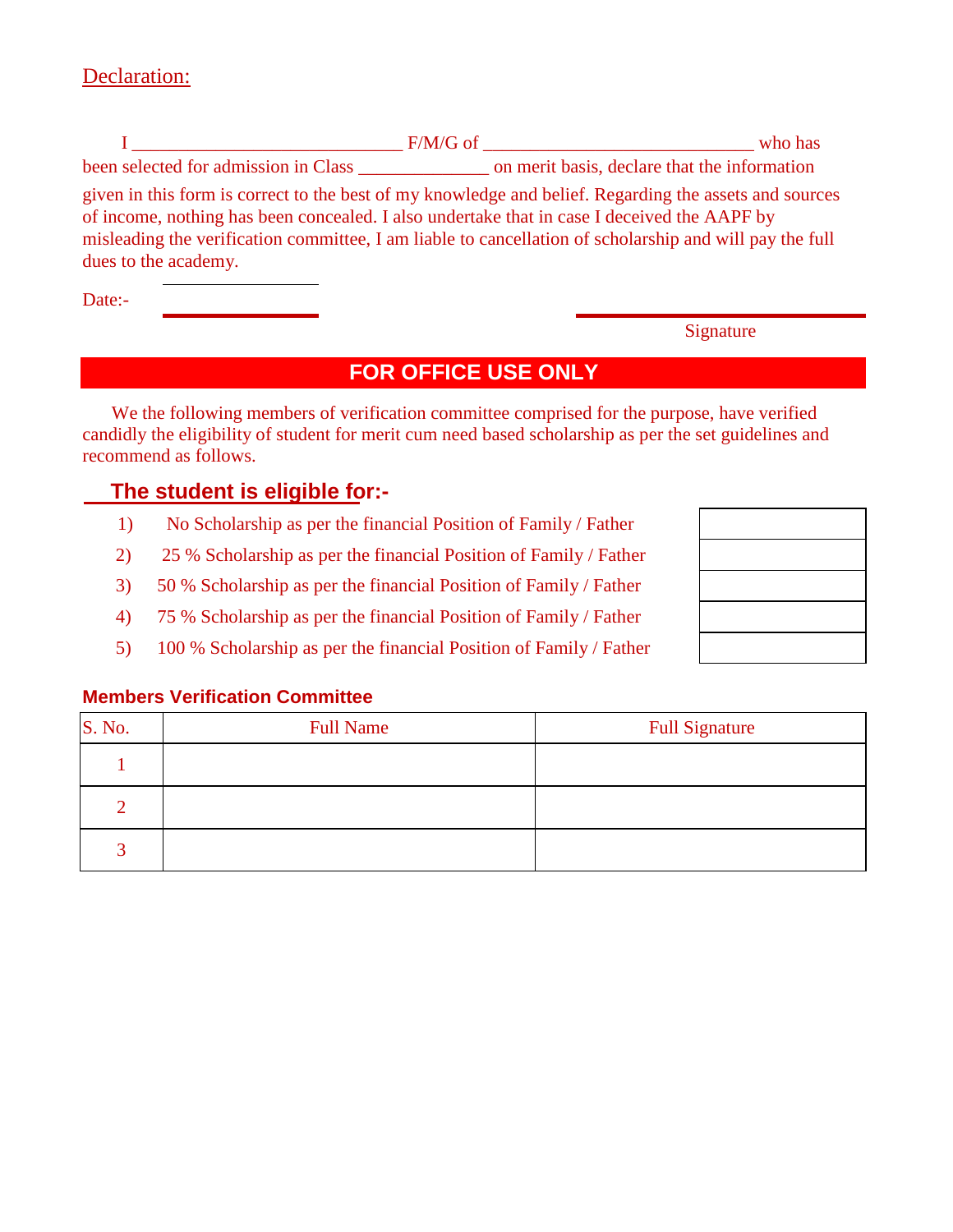## Declaration:

I _____________________________ F/M/G of _____________________________ who has been selected for admission in Class ______________ on merit basis, declare that the information given in this form is correct to the best of my knowledge and belief. Regarding the assets and sources of income, nothing has been concealed. I also undertake that in case I deceived the AAPF by misleading the verification committee, I am liable to cancellation of scholarship and will pay the full dues to the academy.

Date:- ________________

________________________
Signature

## FOR OFFICE USE ONLY

We the following members of verification committee comprised for the purpose, have verified candidly the eligibility of student for merit cum need based scholarship as per the set guidelines and recommend as follows.

### The student is eligible for:-

| | |
|---|---|
| 1) No Scholarship as per the financial Position of Family / Father | |
| 2) 25 % Scholarship as per the financial Position of Family / Father | |
| 3) 50 % Scholarship as per the financial Position of Family / Father | |
| 4) 75 % Scholarship as per the financial Position of Family / Father | |
| 5) 100 % Scholarship as per the financial Position of Family / Father | |

### Members Verification Committee

| S. No. | Full Name | Full Signature |
|---|---|---|
| 1 | | |
| 2 | | |
| 3 | | |